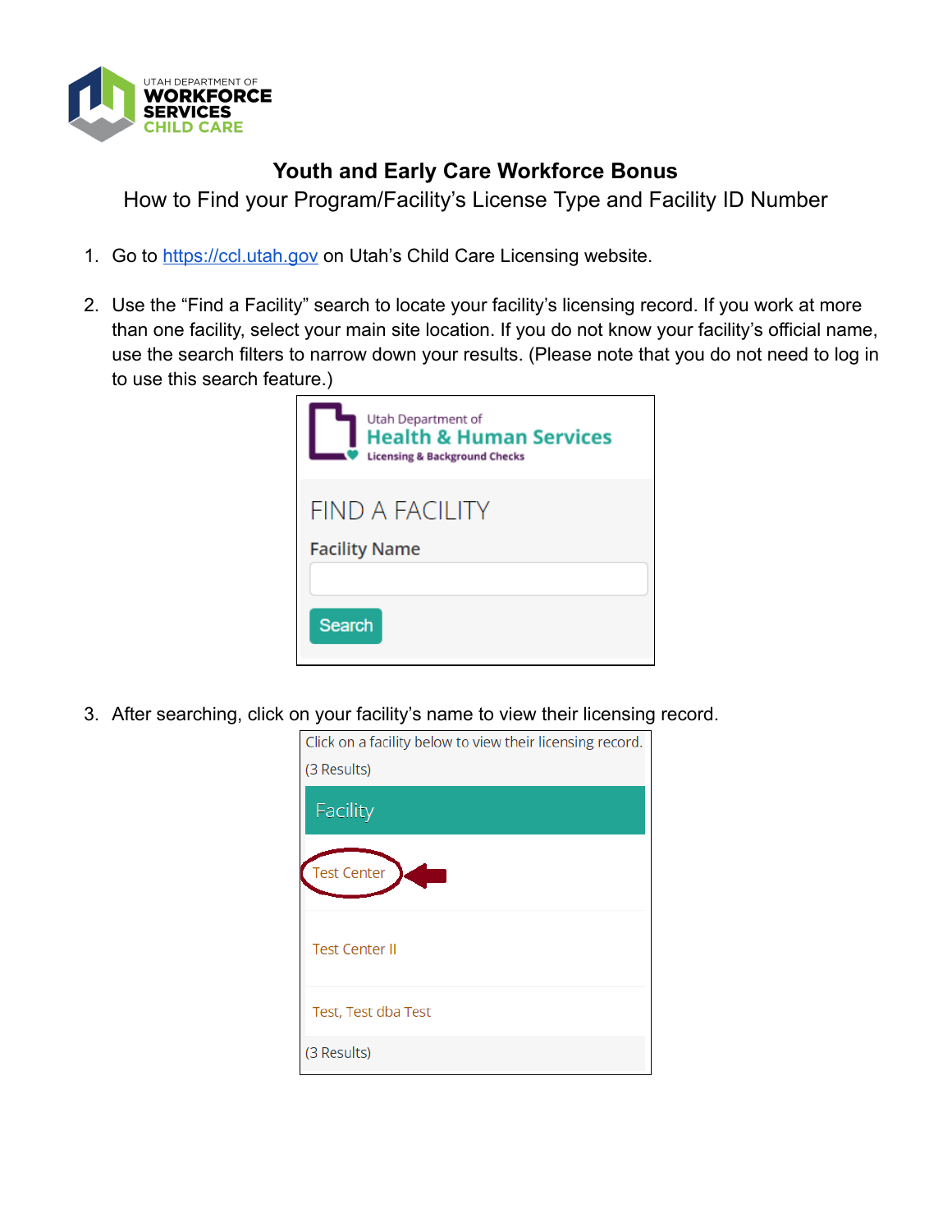# Youth and Early Care Workforce Bonus

## How to Find your Program/Facility's License Type and Facility ID Number

1. Go to https://ccl.utah.gov on Utah's Child Care Licensing website.

2. Use the "Find a Facility" search to locate your facility's licensing record. If you work at more than one facility, select your main site location. If you do not know your facility's official name, use the search filters to narrow down your results. (Please note that you do not need to log in to use this search feature.)

3. After searching, click on your facility's name to view their licensing record.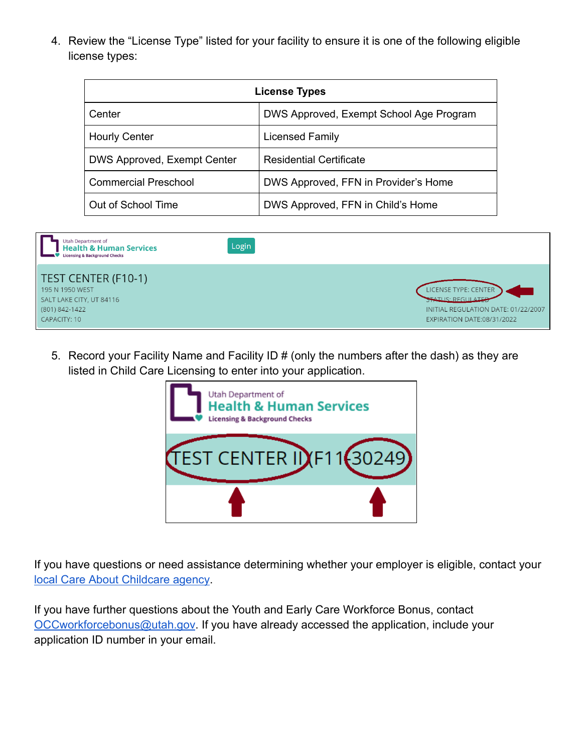4. Review the "License Type" listed for your facility to ensure it is one of the following eligible license types:

| License Types | |
|---|---|
| Center | DWS Approved, Exempt School Age Program |
| Hourly Center | Licensed Family |
| DWS Approved, Exempt Center | Residential Certificate |
| Commercial Preschool | DWS Approved, FFN in Provider's Home |
| Out of School Time | DWS Approved, FFN in Child's Home |

Utah Department of
Health & Human Services
Licensing & Background Checks

Login

TEST CENTER (F10-1)
195 N 1950 WEST
SALT LAKE CITY, UT 84116
(801) 842-1422
CAPACITY: 10

LICENSE TYPE: CENTER
STATUS: REGULATED
INITIAL REGULATION DATE: 01/22/2007
EXPIRATION DATE:08/31/2022

5. Record your Facility Name and Facility ID # (only the numbers after the dash) as they are listed in Child Care Licensing to enter into your application.

Utah Department of
Health & Human Services
Licensing & Background Checks

TEST CENTER II (F11-30249)

If you have questions or need assistance determining whether your employer is eligible, contact your local Care About Childcare agency.

If you have further questions about the Youth and Early Care Workforce Bonus, contact OCCworkforcebonus@utah.gov. If you have already accessed the application, include your application ID number in your email.